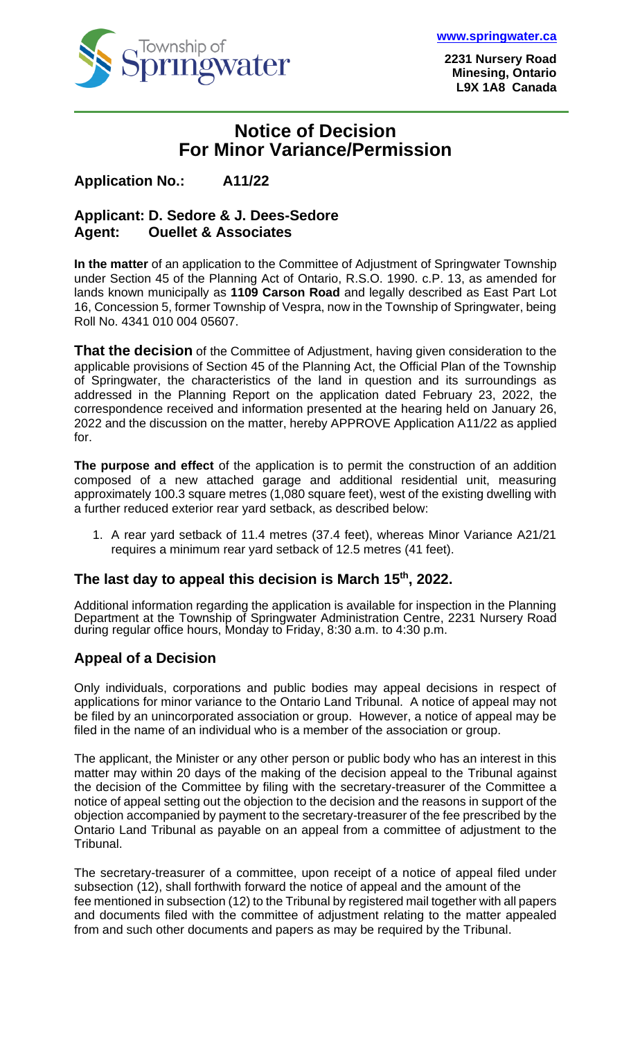Township of Springwater

**www.springwater.ca**

**2231 Nursery Road**
**Minesing, Ontario**
**L9X 1A8 Canada**

# Notice of Decision
# For Minor Variance/Permission

**Application No.: A11/22**

**Applicant: D. Sedore & J. Dees-Sedore**
**Agent: Ouellet & Associates**

**In the matter** of an application to the Committee of Adjustment of Springwater Township under Section 45 of the Planning Act of Ontario, R.S.O. 1990. c.P. 13, as amended for lands known municipally as **1109 Carson Road** and legally described as East Part Lot 16, Concession 5, former Township of Vespra, now in the Township of Springwater, being Roll No. 4341 010 004 05607.

**That the decision** of the Committee of Adjustment, having given consideration to the applicable provisions of Section 45 of the Planning Act, the Official Plan of the Township of Springwater, the characteristics of the land in question and its surroundings as addressed in the Planning Report on the application dated February 23, 2022, the correspondence received and information presented at the hearing held on January 26, 2022 and the discussion on the matter, hereby APPROVE Application A11/22 as applied for.

**The purpose and effect** of the application is to permit the construction of an addition composed of a new attached garage and additional residential unit, measuring approximately 100.3 square metres (1,080 square feet), west of the existing dwelling with a further reduced exterior rear yard setback, as described below:

1. A rear yard setback of 11.4 metres (37.4 feet), whereas Minor Variance A21/21 requires a minimum rear yard setback of 12.5 metres (41 feet).

## The last day to appeal this decision is March 15th, 2022.

Additional information regarding the application is available for inspection in the Planning Department at the Township of Springwater Administration Centre, 2231 Nursery Road during regular office hours, Monday to Friday, 8:30 a.m. to 4:30 p.m.

## Appeal of a Decision

Only individuals, corporations and public bodies may appeal decisions in respect of applications for minor variance to the Ontario Land Tribunal. A notice of appeal may not be filed by an unincorporated association or group. However, a notice of appeal may be filed in the name of an individual who is a member of the association or group.

The applicant, the Minister or any other person or public body who has an interest in this matter may within 20 days of the making of the decision appeal to the Tribunal against the decision of the Committee by filing with the secretary-treasurer of the Committee a notice of appeal setting out the objection to the decision and the reasons in support of the objection accompanied by payment to the secretary-treasurer of the fee prescribed by the Ontario Land Tribunal as payable on an appeal from a committee of adjustment to the Tribunal.

The secretary-treasurer of a committee, upon receipt of a notice of appeal filed under subsection (12), shall forthwith forward the notice of appeal and the amount of the fee mentioned in subsection (12) to the Tribunal by registered mail together with all papers and documents filed with the committee of adjustment relating to the matter appealed from and such other documents and papers as may be required by the Tribunal.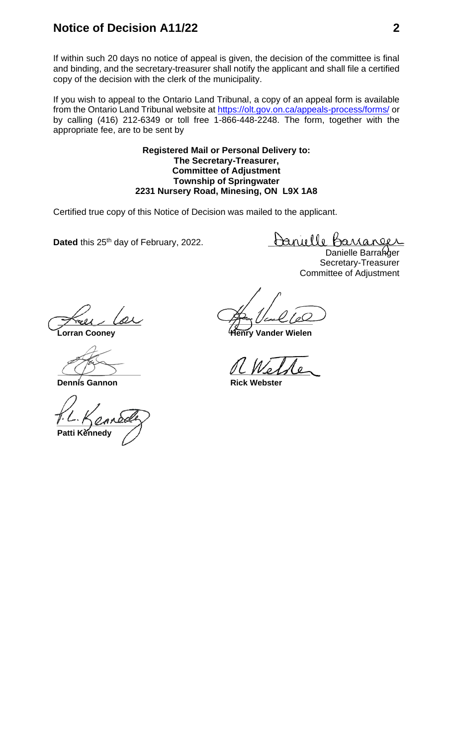If within such 20 days no notice of appeal is given, the decision of the committee is final and binding, and the secretary-treasurer shall notify the applicant and shall file a certified copy of the decision with the clerk of the municipality.

If you wish to appeal to the Ontario Land Tribunal, a copy of an appeal form is available from the Ontario Land Tribunal website at https://olt.gov.on.ca/appeals-process/forms/ or by calling (416) 212-6349 or toll free 1-866-448-2248. The form, together with the appropriate fee, are to be sent by

**Registered Mail or Personal Delivery to:**
**The Secretary-Treasurer,**
**Committee of Adjustment**
**Township of Springwater**
**2231 Nursery Road, Minesing, ON L9X 1A8**

Certified true copy of this Notice of Decision was mailed to the applicant.

**Dated** this 25th day of February, 2022.

Danielle Barranger
Secretary-Treasurer
Committee of Adjustment

**Lorran Cooney**

**Henry Vander Wielen**

**Dennis Gannon**

**Rick Webster**

**Patti Kennedy**